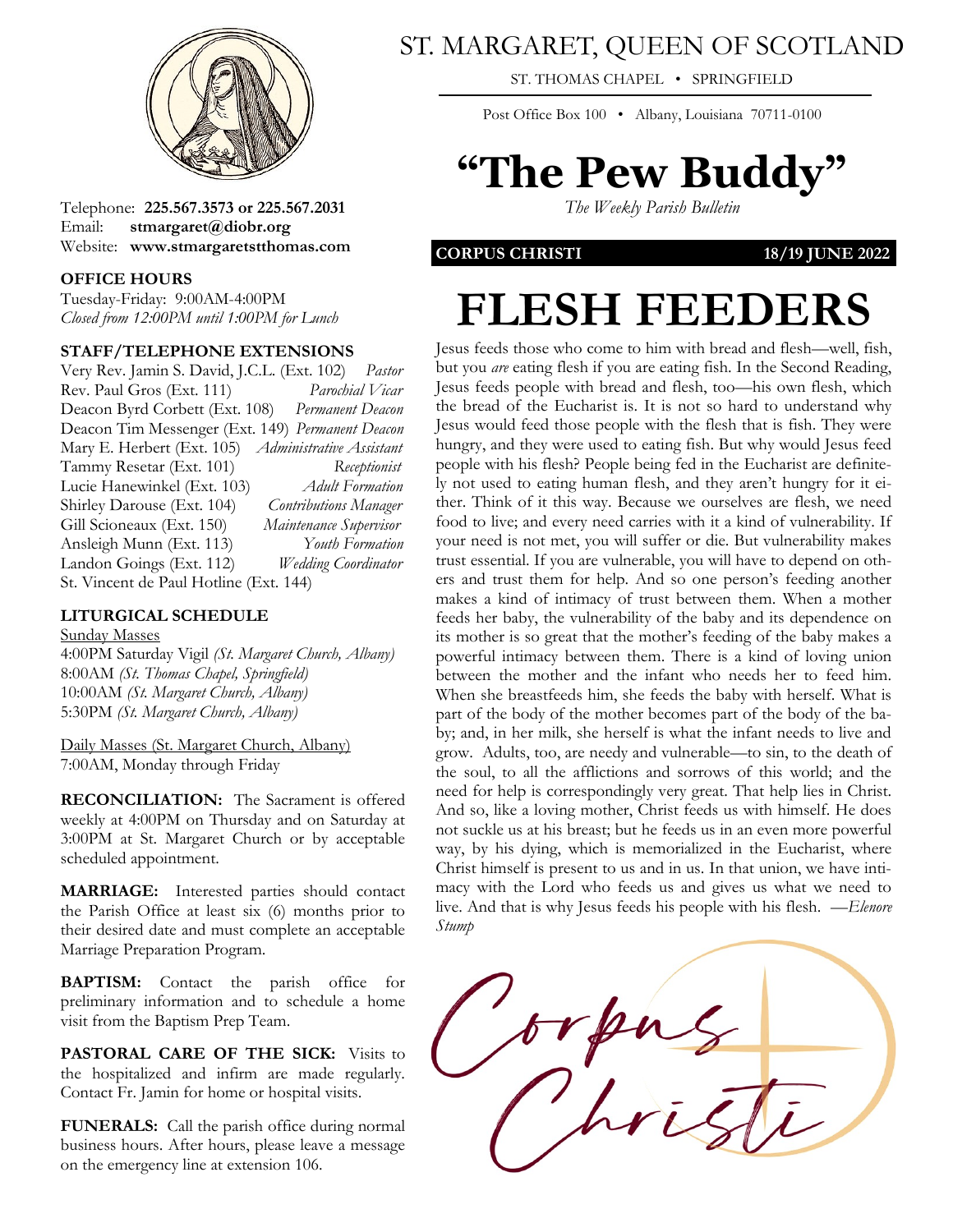# ST. MARGARET, QUEEN OF SCOTLAND

ST. THOMAS CHAPEL • SPRINGFIELD

Post Office Box 100 • Albany, Louisiana 70711-0100

Telephone: **225.567.3573 or 225.567.2031**
Email: **stmargaret@diobr.org**
Website: **www.stmargaretstthomas.com**

### OFFICE HOURS

Tuesday-Friday: 9:00AM-4:00PM
*Closed from 12:00PM until 1:00PM for Lunch*

### STAFF/TELEPHONE EXTENSIONS

Very Rev. Jamin S. David, J.C.L. (Ext. 102) *Pastor*
Rev. Paul Gros (Ext. 111) *Parochial Vicar*
Deacon Byrd Corbett (Ext. 108) *Permanent Deacon*
Deacon Tim Messenger (Ext. 149) *Permanent Deacon*
Mary E. Herbert (Ext. 105) *Administrative Assistant*
Tammy Resetar (Ext. 101) *Receptionist*
Lucie Hanewinkel (Ext. 103) *Adult Formation*
Shirley Darouse (Ext. 104) *Contributions Manager*
Gill Scioneaux (Ext. 150) *Maintenance Supervisor*
Ansleigh Munn (Ext. 113) *Youth Formation*
Landon Goings (Ext. 112) *Wedding Coordinator*
St. Vincent de Paul Hotline (Ext. 144)

### LITURGICAL SCHEDULE

Sunday Masses
4:00PM Saturday Vigil *(St. Margaret Church, Albany)*
8:00AM *(St. Thomas Chapel, Springfield)*
10:00AM *(St. Margaret Church, Albany)*
5:30PM *(St. Margaret Church, Albany)*

Daily Masses (St. Margaret Church, Albany)
7:00AM, Monday through Friday

**RECONCILIATION:** The Sacrament is offered weekly at 4:00PM on Thursday and on Saturday at 3:00PM at St. Margaret Church or by acceptable scheduled appointment.

**MARRIAGE:** Interested parties should contact the Parish Office at least six (6) months prior to their desired date and must complete an acceptable Marriage Preparation Program.

**BAPTISM:** Contact the parish office for preliminary information and to schedule a home visit from the Baptism Prep Team.

**PASTORAL CARE OF THE SICK:** Visits to the hospitalized and infirm are made regularly. Contact Fr. Jamin for home or hospital visits.

**FUNERALS:** Call the parish office during normal business hours. After hours, please leave a message on the emergency line at extension 106.

# "The Pew Buddy"

*The Weekly Parish Bulletin*

**CORPUS CHRISTI** **18/19 JUNE 2022**

# FLESH FEEDERS

Jesus feeds those who come to him with bread and flesh—well, fish, but you *are* eating flesh if you are eating fish. In the Second Reading, Jesus feeds people with bread and flesh, too—his own flesh, which the bread of the Eucharist is. It is not so hard to understand why Jesus would feed those people with the flesh that is fish. They were hungry, and they were used to eating fish. But why would Jesus feed people with his flesh? People being fed in the Eucharist are definitely not used to eating human flesh, and they aren't hungry for it either. Think of it this way. Because we ourselves are flesh, we need food to live; and every need carries with it a kind of vulnerability. If your need is not met, you will suffer or die. But vulnerability makes trust essential. If you are vulnerable, you will have to depend on others and trust them for help. And so one person's feeding another makes a kind of intimacy of trust between them. When a mother feeds her baby, the vulnerability of the baby and its dependence on its mother is so great that the mother's feeding of the baby makes a powerful intimacy between them. There is a kind of loving union between the mother and the infant who needs her to feed him. When she breastfeeds him, she feeds the baby with herself. What is part of the body of the mother becomes part of the body of the baby; and, in her milk, she herself is what the infant needs to live and grow. Adults, too, are needy and vulnerable—to sin, to the death of the soul, to all the afflictions and sorrows of this world; and the need for help is correspondingly very great. That help lies in Christ. And so, like a loving mother, Christ feeds us with himself. He does not suckle us at his breast; but he feeds us in an even more powerful way, by his dying, which is memorialized in the Eucharist, where Christ himself is present to us and in us. In that union, we have intimacy with the Lord who feeds us and gives us what we need to live. And that is why Jesus feeds his people with his flesh. —*Elenore Stump*

Corpus Christi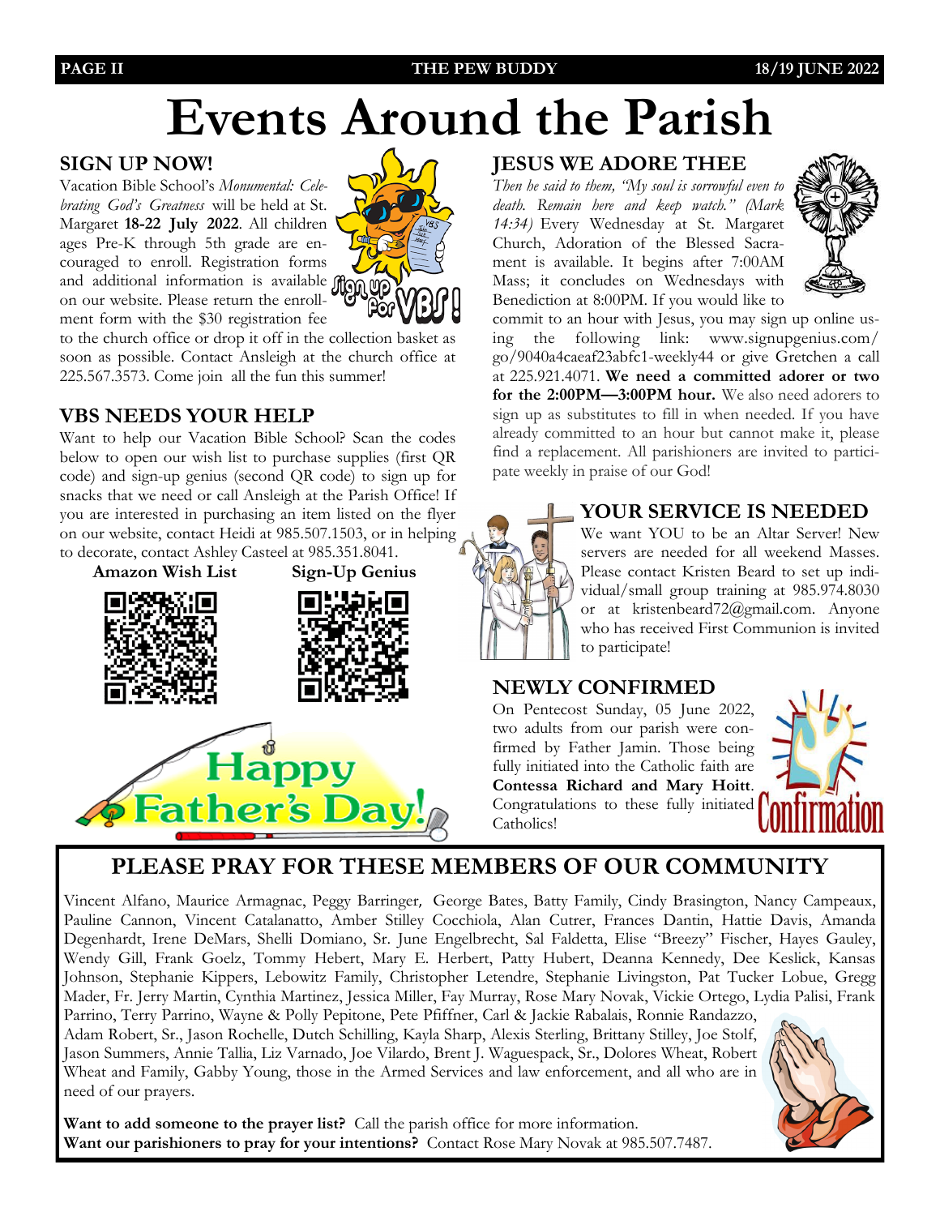# Events Around the Parish

## SIGN UP NOW!

Vacation Bible School's *Monumental: Celebrating God's Greatness* will be held at St. Margaret **18-22 July 2022**. All children ages Pre-K through 5th grade are encouraged to enroll. Registration forms and additional information is available on our website. Please return the enrollment form with the $30 registration fee to the church office or drop it off in the collection basket as soon as possible. Contact Ansleigh at the church office at 225.567.3573. Come join all the fun this summer!

## VBS NEEDS YOUR HELP

Want to help our Vacation Bible School? Scan the codes below to open our wish list to purchase supplies (first QR code) and sign-up genius (second QR code) to sign up for snacks that we need or call Ansleigh at the Parish Office! If you are interested in purchasing an item listed on the flyer on our website, contact Heidi at 985.507.1503, or in helping to decorate, contact Ashley Casteel at 985.351.8041.

**Amazon Wish List** **Sign-Up Genius**

Happy Father's Day!

## JESUS WE ADORE THEE

*Then he said to them, "My soul is sorrowful even to death. Remain here and keep watch." (Mark 14:34)* Every Wednesday at St. Margaret Church, Adoration of the Blessed Sacrament is available. It begins after 7:00AM Mass; it concludes on Wednesdays with Benediction at 8:00PM. If you would like to commit to an hour with Jesus, you may sign up online using the following link: www.signupgenius.com/go/9040a4caeaf23abfc1-weekly44 or give Gretchen a call at 225.921.4071. **We need a committed adorer or two for the 2:00PM—3:00PM hour.** We also need adorers to sign up as substitutes to fill in when needed. If you have already committed to an hour but cannot make it, please find a replacement. All parishioners are invited to participate weekly in praise of our God!

## YOUR SERVICE IS NEEDED

We want YOU to be an Altar Server! New servers are needed for all weekend Masses. Please contact Kristen Beard to set up individual/small group training at 985.974.8030 or at kristenbeard72@gmail.com. Anyone who has received First Communion is invited to participate!

## NEWLY CONFIRMED

On Pentecost Sunday, 05 June 2022, two adults from our parish were confirmed by Father Jamin. Those being fully initiated into the Catholic faith are **Contessa Richard and Mary Hoitt**. Congratulations to these fully initiated Catholics!

## PLEASE PRAY FOR THESE MEMBERS OF OUR COMMUNITY

Vincent Alfano, Maurice Armagnac, Peggy Barringer, George Bates, Batty Family, Cindy Brasington, Nancy Campeaux, Pauline Cannon, Vincent Catalanatto, Amber Stilley Cocchiola, Alan Cutrer, Frances Dantin, Hattie Davis, Amanda Degenhardt, Irene DeMars, Shelli Domiano, Sr. June Engelbrecht, Sal Faldetta, Elise "Breezy" Fischer, Hayes Gauley, Wendy Gill, Frank Goelz, Tommy Hebert, Mary E. Herbert, Patty Hubert, Deanna Kennedy, Dee Keslick, Kansas Johnson, Stephanie Kippers, Lebowitz Family, Christopher Letendre, Stephanie Livingston, Pat Tucker Lobue, Gregg Mader, Fr. Jerry Martin, Cynthia Martinez, Jessica Miller, Fay Murray, Rose Mary Novak, Vickie Ortego, Lydia Palisi, Frank Parrino, Terry Parrino, Wayne & Polly Pepitone, Pete Pfiffner, Carl & Jackie Rabalais, Ronnie Randazzo, Adam Robert, Sr., Jason Rochelle, Dutch Schilling, Kayla Sharp, Alexis Sterling, Brittany Stilley, Joe Stolf, Jason Summers, Annie Tallia, Liz Varnado, Joe Vilardo, Brent J. Waguespack, Sr., Dolores Wheat, Robert Wheat and Family, Gabby Young, those in the Armed Services and law enforcement, and all who are in need of our prayers.

**Want to add someone to the prayer list?** Call the parish office for more information.
**Want our parishioners to pray for your intentions?** Contact Rose Mary Novak at 985.507.7487.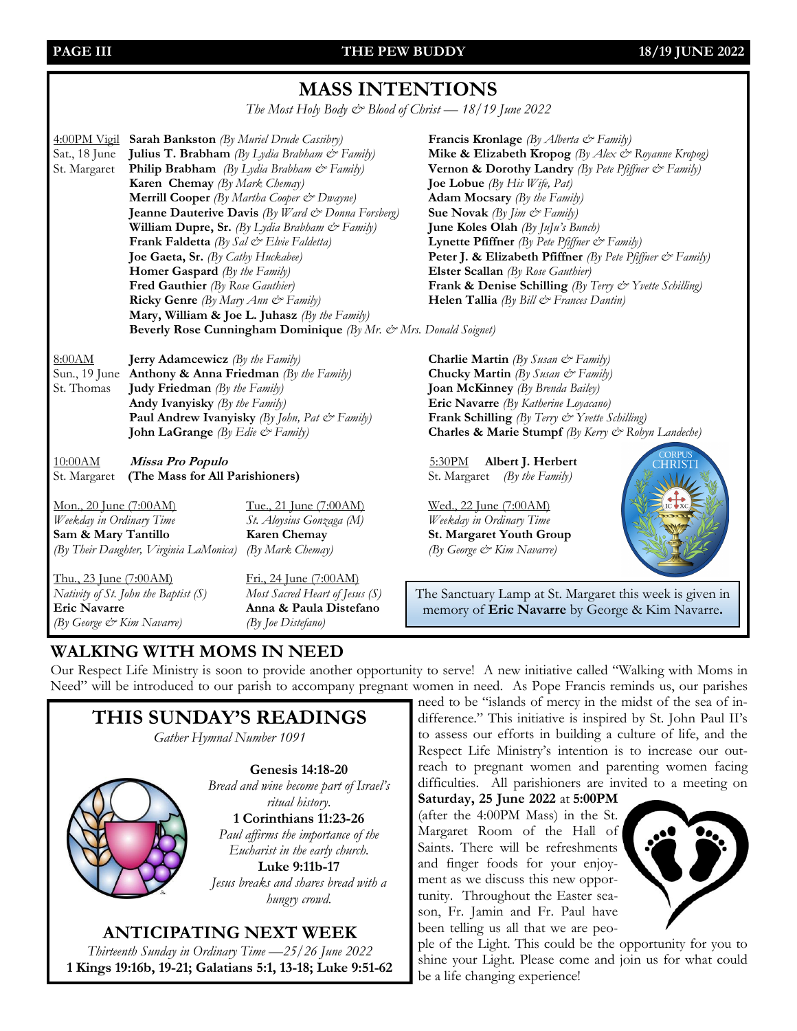# MASS INTENTIONS

*The Most Holy Body & Blood of Christ — 18/19 June 2022*

4:00PM Vigil
Sat., 18 June
St. Margaret

**Sarah Bankston** *(By Muriel Drude Cassibry)*
**Julius T. Brabham** *(By Lydia Brabham & Family)*
**Philip Brabham** *(By Lydia Brabham & Family)*
**Karen Chemay** *(By Mark Chemay)*
**Merrill Cooper** *(By Martha Cooper & Dwayne)*
**Jeanne Dauterive Davis** *(By Ward & Donna Forsberg)*
**William Dupre, Sr.** *(By Lydia Brabham & Family)*
**Frank Faldetta** *(By Sal & Elvie Faldetta)*
**Joe Gaeta, Sr.** *(By Cathy Huckabee)*
**Homer Gaspard** *(By the Family)*
**Fred Gauthier** *(By Rose Gauthier)*
**Ricky Genre** *(By Mary Ann & Family)*
**Mary, William & Joe L. Juhasz** *(By the Family)*
**Beverly Rose Cunningham Dominique** *(By Mr. & Mrs. Donald Soignet)*
**Francis Kronlage** *(By Alberta & Family)*
**Mike & Elizabeth Kropog** *(By Alex & Royanne Kropog)*
**Vernon & Dorothy Landry** *(By Pete Pfiffner & Family)*
**Joe Lobue** *(By His Wife, Pat)*
**Adam Mocsary** *(By the Family)*
**Sue Novak** *(By Jim & Family)*
**June Koles Olah** *(By JuJu's Bunch)*
**Lynette Pfiffner** *(By Pete Pfiffner & Family)*
**Peter J. & Elizabeth Pfiffner** *(By Pete Pfiffner & Family)*
**Elster Scallan** *(By Rose Gauthier)*
**Frank & Denise Schilling** *(By Terry & Yvette Schilling)*
**Helen Tallia** *(By Bill & Frances Dantin)*

8:00AM
Sun., 19 June
St. Thomas

**Jerry Adamcewicz** *(By the Family)*
**Anthony & Anna Friedman** *(By the Family)*
**Judy Friedman** *(By the Family)*
**Andy Ivanyisky** *(By the Family)*
**Paul Andrew Ivanyisky** *(By John, Pat & Family)*
**John LaGrange** *(By Edie & Family)*
**Charlie Martin** *(By Susan & Family)*
**Chucky Martin** *(By Susan & Family)*
**Joan McKinney** *(By Brenda Bailey)*
**Eric Navarre** *(By Katherine Loyacano)*
**Frank Schilling** *(By Terry & Yvette Schilling)*
**Charles & Marie Stumpf** *(By Kerry & Robyn Landeche)*

10:00AM
St. Margaret

***Missa Pro Populo***
**(The Mass for All Parishioners)**

5:30PM
St. Margaret

**Albert J. Herbert** *(By the Family)*

Mon., 20 June (7:00AM)
*Weekday in Ordinary Time*
**Sam & Mary Tantillo**
*(By Their Daughter, Virginia LaMonica)*

Tue., 21 June (7:00AM)
*St. Aloysius Gonzaga (M)*
**Karen Chemay**
*(By Mark Chemay)*

Wed., 22 June (7:00AM)
*Weekday in Ordinary Time*
**St. Margaret Youth Group**
*(By George & Kim Navarre)*

Thu., 23 June (7:00AM)
*Nativity of St. John the Baptist (S)*
**Eric Navarre**
*(By George & Kim Navarre)*

Fri., 24 June (7:00AM)
*Most Sacred Heart of Jesus (S)*
**Anna & Paula Distefano**
*(By Joe Distefano)*

The Sanctuary Lamp at St. Margaret this week is given in memory of **Eric Navarre** by George & Kim Navarre**.**

## WALKING WITH MOMS IN NEED

Our Respect Life Ministry is soon to provide another opportunity to serve! A new initiative called "Walking with Moms in Need" will be introduced to our parish to accompany pregnant women in need. As Pope Francis reminds us, our parishes need to be "islands of mercy in the midst of the sea of indifference." This initiative is inspired by St. John Paul II's to assess our efforts in building a culture of life, and the Respect Life Ministry's intention is to increase our outreach to pregnant women and parenting women facing difficulties. All parishioners are invited to a meeting on **Saturday, 25 June 2022** at **5:00PM** (after the 4:00PM Mass) in the St. Margaret Room of the Hall of Saints. There will be refreshments and finger foods for your enjoyment as we discuss this new opportunity. Throughout the Easter season, Fr. Jamin and Fr. Paul have been telling us all that we are people of the Light. This could be the opportunity for you to shine your Light. Please come and join us for what could be a life changing experience!

## THIS SUNDAY'S READINGS

*Gather Hymnal Number 1091*

**Genesis 14:18-20**
*Bread and wine become part of Israel's ritual history.*

**1 Corinthians 11:23-26**
*Paul affirms the importance of the Eucharist in the early church.*

**Luke 9:11b-17**
*Jesus breaks and shares bread with a hungry crowd.*

## ANTICIPATING NEXT WEEK

*Thirteenth Sunday in Ordinary Time —25/26 June 2022*

**1 Kings 19:16b, 19-21; Galatians 5:1, 13-18; Luke 9:51-62**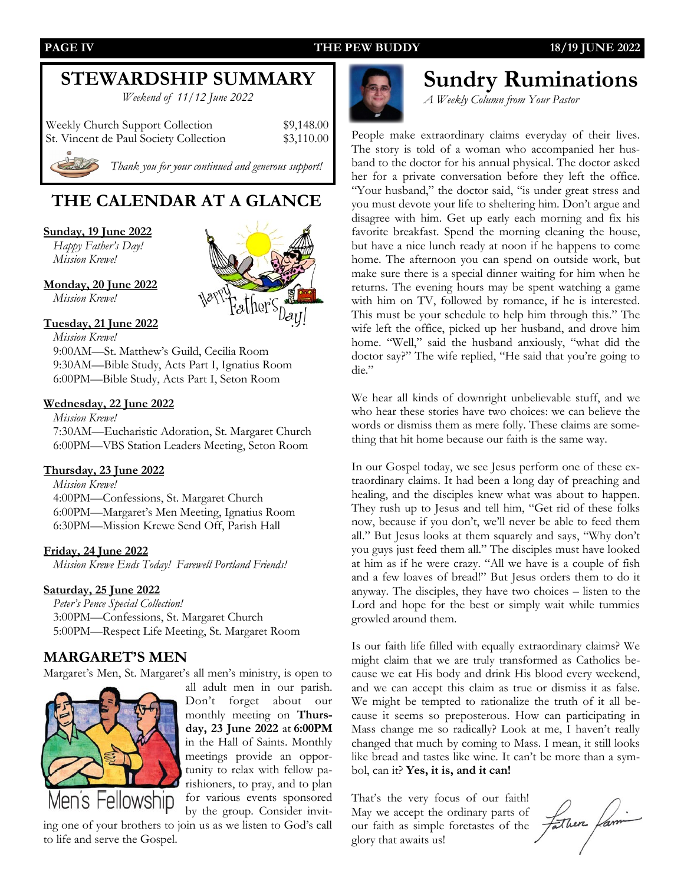## STEWARDSHIP SUMMARY

*Weekend of 11/12 June 2022*

| | |
|---|---|
| Weekly Church Support Collection | $9,148.00 |
| St. Vincent de Paul Society Collection | $3,110.00 |

*Thank you for your continued and generous support!*

## THE CALENDAR AT A GLANCE

**Sunday, 19 June 2022**
*Happy Father's Day!*
*Mission Krewe!*

**Monday, 20 June 2022**
*Mission Krewe!*

**Tuesday, 21 June 2022**
*Mission Krewe!*
9:00AM—St. Matthew's Guild, Cecilia Room
9:30AM—Bible Study, Acts Part I, Ignatius Room
6:00PM—Bible Study, Acts Part I, Seton Room

**Wednesday, 22 June 2022**
*Mission Krewe!*
7:30AM—Eucharistic Adoration, St. Margaret Church
6:00PM—VBS Station Leaders Meeting, Seton Room

**Thursday, 23 June 2022**
*Mission Krewe!*
4:00PM—Confessions, St. Margaret Church
6:00PM—Margaret's Men Meeting, Ignatius Room
6:30PM—Mission Krewe Send Off, Parish Hall

**Friday, 24 June 2022**
*Mission Krewe Ends Today! Farewell Portland Friends!*

**Saturday, 25 June 2022**
*Peter's Pence Special Collection!*
3:00PM—Confessions, St. Margaret Church
5:00PM—Respect Life Meeting, St. Margaret Room

## MARGARET'S MEN

Margaret's Men, St. Margaret's all men's ministry, is open to all adult men in our parish. Don't forget about our monthly meeting on **Thursday, 23 June 2022** at **6:00PM** in the Hall of Saints. Monthly meetings provide an opportunity to relax with fellow parishioners, to pray, and to plan for various events sponsored by the group. Consider inviting one of your brothers to join us as we listen to God's call to life and serve the Gospel.

# Sundry Ruminations

*A Weekly Column from Your Pastor*

People make extraordinary claims everyday of their lives. The story is told of a woman who accompanied her husband to the doctor for his annual physical. The doctor asked her for a private conversation before they left the office. "Your husband," the doctor said, "is under great stress and you must devote your life to sheltering him. Don't argue and disagree with him. Get up early each morning and fix his favorite breakfast. Spend the morning cleaning the house, but have a nice lunch ready at noon if he happens to come home. The afternoon you can spend on outside work, but make sure there is a special dinner waiting for him when he returns. The evening hours may be spent watching a game with him on TV, followed by romance, if he is interested. This must be your schedule to help him through this." The wife left the office, picked up her husband, and drove him home. "Well," said the husband anxiously, "what did the doctor say?" The wife replied, "He said that you're going to die."

We hear all kinds of downright unbelievable stuff, and we who hear these stories have two choices: we can believe the words or dismiss them as mere folly. These claims are something that hit home because our faith is the same way.

In our Gospel today, we see Jesus perform one of these extraordinary claims. It had been a long day of preaching and healing, and the disciples knew what was about to happen. They rush up to Jesus and tell him, "Get rid of these folks now, because if you don't, we'll never be able to feed them all." But Jesus looks at them squarely and says, "Why don't you guys just feed them all." The disciples must have looked at him as if he were crazy. "All we have is a couple of fish and a few loaves of bread!" But Jesus orders them to do it anyway. The disciples, they have two choices – listen to the Lord and hope for the best or simply wait while tummies growled around them.

Is our faith life filled with equally extraordinary claims? We might claim that we are truly transformed as Catholics because we eat His body and drink His blood every weekend, and we can accept this claim as true or dismiss it as false. We might be tempted to rationalize the truth of it all because it seems so preposterous. How can participating in Mass change me so radically? Look at me, I haven't really changed that much by coming to Mass. I mean, it still looks like bread and tastes like wine. It can't be more than a symbol, can it? **Yes, it is, and it can!**

That's the very focus of our faith! May we accept the ordinary parts of our faith as simple foretastes of the glory that awaits us!

*Father Sam*